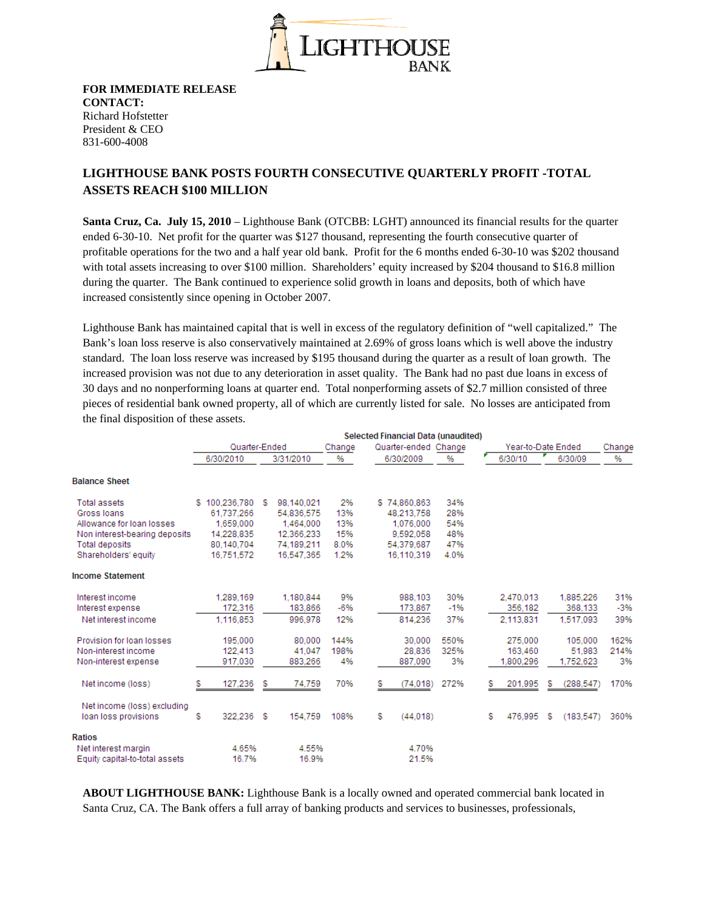**FOR IMMEDIATE RELEASE**
**CONTACT:**
Richard Hofstetter
President & CEO
831-600-4008

## LIGHTHOUSE BANK POSTS FOURTH CONSECUTIVE QUARTERLY PROFIT -TOTAL ASSETS REACH $100 MILLION

**Santa Cruz, Ca. July 15, 2010** – Lighthouse Bank (OTCBB: LGHT) announced its financial results for the quarter ended 6-30-10. Net profit for the quarter was $127 thousand, representing the fourth consecutive quarter of profitable operations for the two and a half year old bank. Profit for the 6 months ended 6-30-10 was $202 thousand with total assets increasing to over $100 million. Shareholders' equity increased by $204 thousand to $16.8 million during the quarter. The Bank continued to experience solid growth in loans and deposits, both of which have increased consistently since opening in October 2007.

Lighthouse Bank has maintained capital that is well in excess of the regulatory definition of "well capitalized." The Bank's loan loss reserve is also conservatively maintained at 2.69% of gross loans which is well above the industry standard. The loan loss reserve was increased by $195 thousand during the quarter as a result of loan growth. The increased provision was not due to any deterioration in asset quality. The Bank had no past due loans in excess of 30 days and no nonperforming loans at quarter end. Total nonperforming assets of $2.7 million consisted of three pieces of residential bank owned property, all of which are currently listed for sale. No losses are anticipated from the final disposition of these assets.

**Selected Financial Data (unaudited)**

| | Quarter-Ended | | Change | Quarter-ended | Change | Year-to-Date Ended | | Change |
|---|---|---|---|---|---|---|---|---|
| | 6/30/2010 | 3/31/2010 | % | 6/30/2009 | % | 6/30/10 | 6/30/09 | % |
| **Balance Sheet** | | | | | | | | |
| Total assets | $ 100,236,780 | $ 98,140,021 | 2% | $ 74,860,863 | 34% | | | |
| Gross loans | 61,737,266 | 54,836,575 | 13% | 48,213,758 | 28% | | | |
| Allowance for loan losses | 1,659,000 | 1,464,000 | 13% | 1,076,000 | 54% | | | |
| Non interest-bearing deposits | 14,228,835 | 12,366,233 | 15% | 9,592,058 | 48% | | | |
| Total deposits | 80,140,704 | 74,189,211 | 8.0% | 54,379,687 | 47% | | | |
| Shareholders' equity | 16,751,572 | 16,547,365 | 1.2% | 16,110,319 | 4.0% | | | |
| **Income Statement** | | | | | | | | |
| Interest income | 1,289,169 | 1,180,844 | 9% | 988,103 | 30% | 2,470,013 | 1,885,226 | 31% |
| Interest expense | 172,316 | 183,866 | -6% | 173,867 | -1% | 356,182 | 368,133 | -3% |
| Net interest income | 1,116,853 | 996,978 | 12% | 814,236 | 37% | 2,113,831 | 1,517,093 | 39% |
| Provision for loan losses | 195,000 | 80,000 | 144% | 30,000 | 550% | 275,000 | 105,000 | 162% |
| Non-interest income | 122,413 | 41,047 | 198% | 28,836 | 325% | 163,460 | 51,983 | 214% |
| Non-interest expense | 917,030 | 883,266 | 4% | 887,090 | 3% | 1,800,296 | 1,752,623 | 3% |
| Net income (loss) | $ 127,236 | $ 74,759 | 70% | $ (74,018) | 272% | $ 201,995 | $ (288,547) | 170% |
| Net income (loss) excluding loan loss provisions | $ 322,236 | $ 154,759 | 108% | $ (44,018) | | $ 476,995 | $ (183,547) | 360% |
| **Ratios** | | | | | | | | |
| Net interest margin | 4.65% | 4.55% | | 4.70% | | | | |
| Equity capital-to-total assets | 16.7% | 16.9% | | 21.5% | | | | |

**ABOUT LIGHTHOUSE BANK:** Lighthouse Bank is a locally owned and operated commercial bank located in Santa Cruz, CA. The Bank offers a full array of banking products and services to businesses, professionals,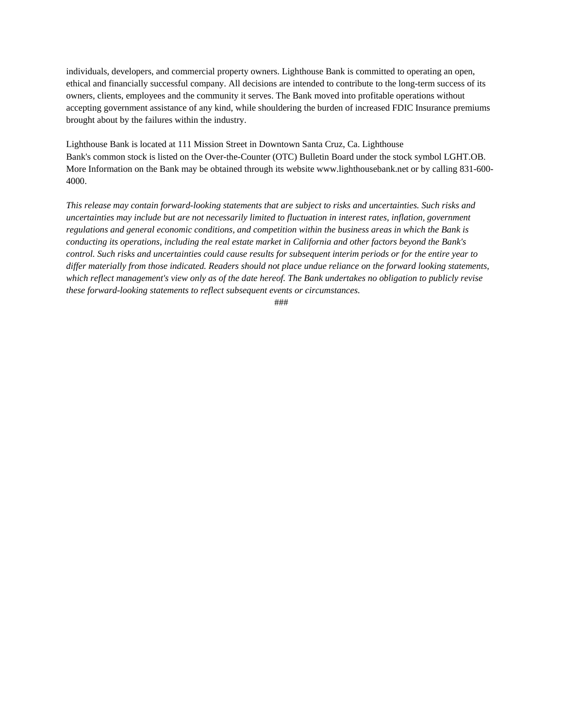individuals, developers, and commercial property owners. Lighthouse Bank is committed to operating an open, ethical and financially successful company. All decisions are intended to contribute to the long-term success of its owners, clients, employees and the community it serves. The Bank moved into profitable operations without accepting government assistance of any kind, while shouldering the burden of increased FDIC Insurance premiums brought about by the failures within the industry.

Lighthouse Bank is located at 111 Mission Street in Downtown Santa Cruz, Ca. Lighthouse Bank's common stock is listed on the Over-the-Counter (OTC) Bulletin Board under the stock symbol LGHT.OB. More Information on the Bank may be obtained through its website www.lighthousebank.net or by calling 831-600-4000.

*This release may contain forward-looking statements that are subject to risks and uncertainties. Such risks and uncertainties may include but are not necessarily limited to fluctuation in interest rates, inflation, government regulations and general economic conditions, and competition within the business areas in which the Bank is conducting its operations, including the real estate market in California and other factors beyond the Bank's control. Such risks and uncertainties could cause results for subsequent interim periods or for the entire year to differ materially from those indicated. Readers should not place undue reliance on the forward looking statements, which reflect management's view only as of the date hereof. The Bank undertakes no obligation to publicly revise these forward-looking statements to reflect subsequent events or circumstances.*

###